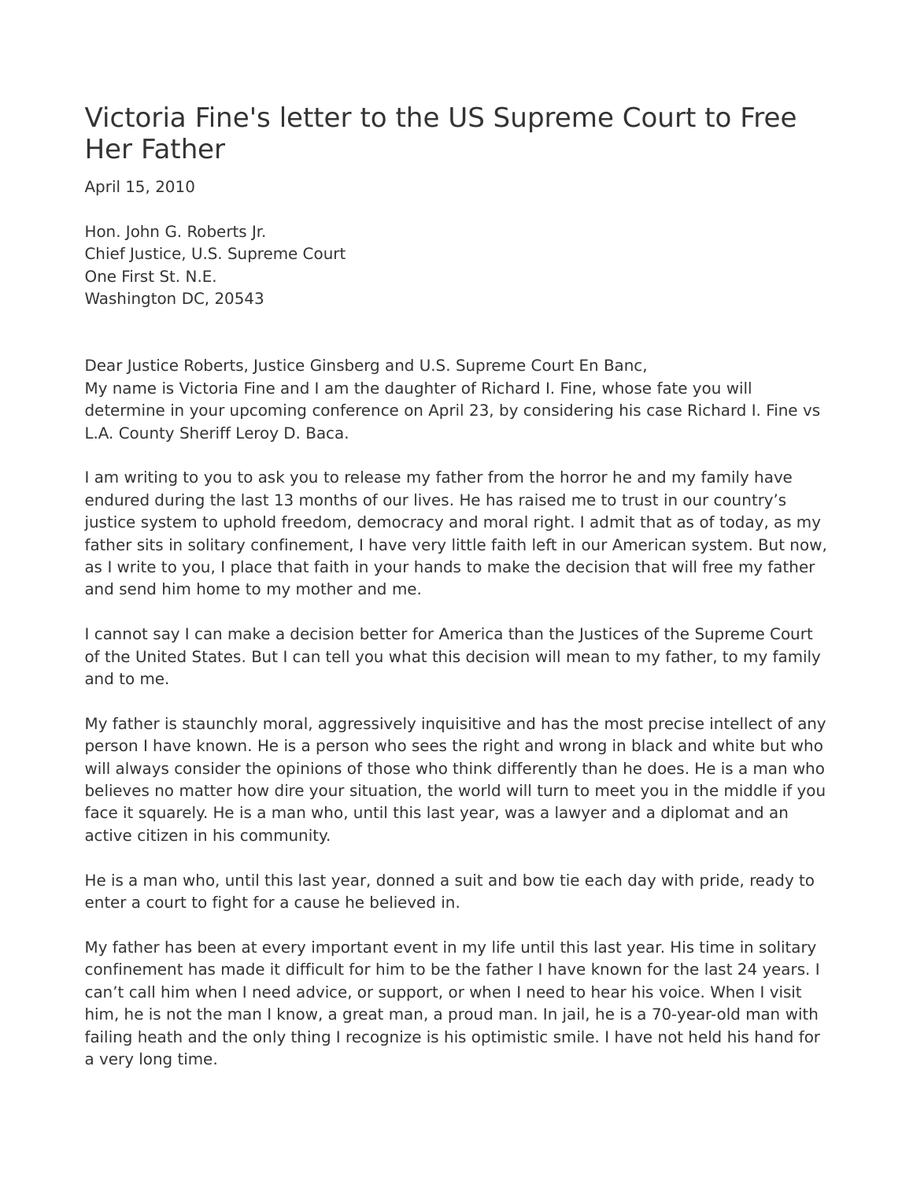# Victoria Fine's letter to the US Supreme Court to Free Her Father

April 15, 2010

Hon. John G. Roberts Jr.
Chief Justice, U.S. Supreme Court
One First St. N.E.
Washington DC, 20543

Dear Justice Roberts, Justice Ginsberg and U.S. Supreme Court En Banc,
My name is Victoria Fine and I am the daughter of Richard I. Fine, whose fate you will determine in your upcoming conference on April 23, by considering his case Richard I. Fine vs L.A. County Sheriff Leroy D. Baca.

I am writing to you to ask you to release my father from the horror he and my family have endured during the last 13 months of our lives. He has raised me to trust in our country's justice system to uphold freedom, democracy and moral right. I admit that as of today, as my father sits in solitary confinement, I have very little faith left in our American system. But now, as I write to you, I place that faith in your hands to make the decision that will free my father and send him home to my mother and me.

I cannot say I can make a decision better for America than the Justices of the Supreme Court of the United States. But I can tell you what this decision will mean to my father, to my family and to me.

My father is staunchly moral, aggressively inquisitive and has the most precise intellect of any person I have known. He is a person who sees the right and wrong in black and white but who will always consider the opinions of those who think differently than he does. He is a man who believes no matter how dire your situation, the world will turn to meet you in the middle if you face it squarely. He is a man who, until this last year, was a lawyer and a diplomat and an active citizen in his community.

He is a man who, until this last year, donned a suit and bow tie each day with pride, ready to enter a court to fight for a cause he believed in.

My father has been at every important event in my life until this last year. His time in solitary confinement has made it difficult for him to be the father I have known for the last 24 years. I can't call him when I need advice, or support, or when I need to hear his voice. When I visit him, he is not the man I know, a great man, a proud man. In jail, he is a 70-year-old man with failing heath and the only thing I recognize is his optimistic smile. I have not held his hand for a very long time.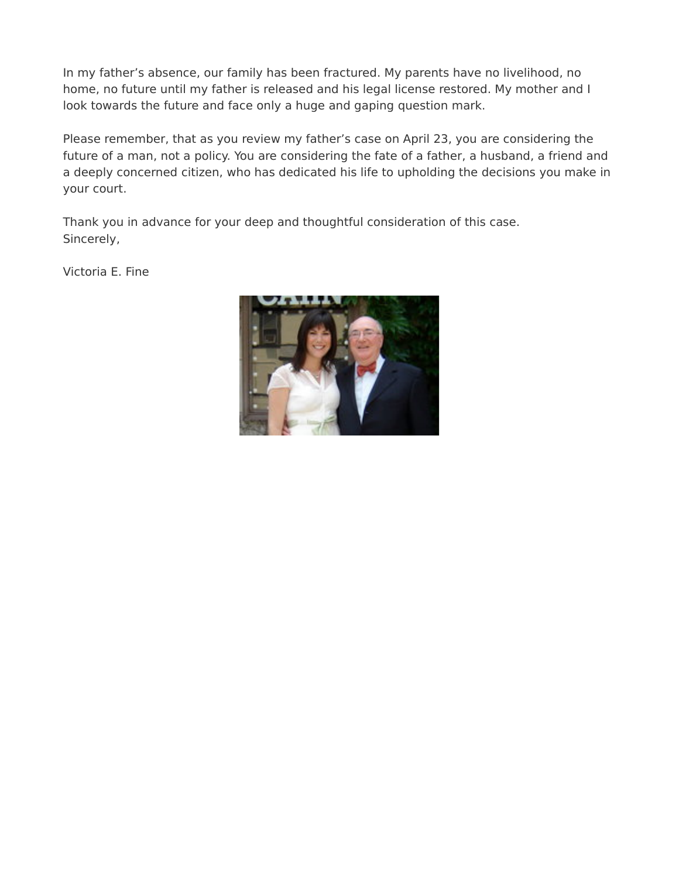In my father's absence, our family has been fractured. My parents have no livelihood, no home, no future until my father is released and his legal license restored. My mother and I look towards the future and face only a huge and gaping question mark.

Please remember, that as you review my father's case on April 23, you are considering the future of a man, not a policy. You are considering the fate of a father, a husband, a friend and a deeply concerned citizen, who has dedicated his life to upholding the decisions you make in your court.

Thank you in advance for your deep and thoughtful consideration of this case.
Sincerely,

Victoria E. Fine